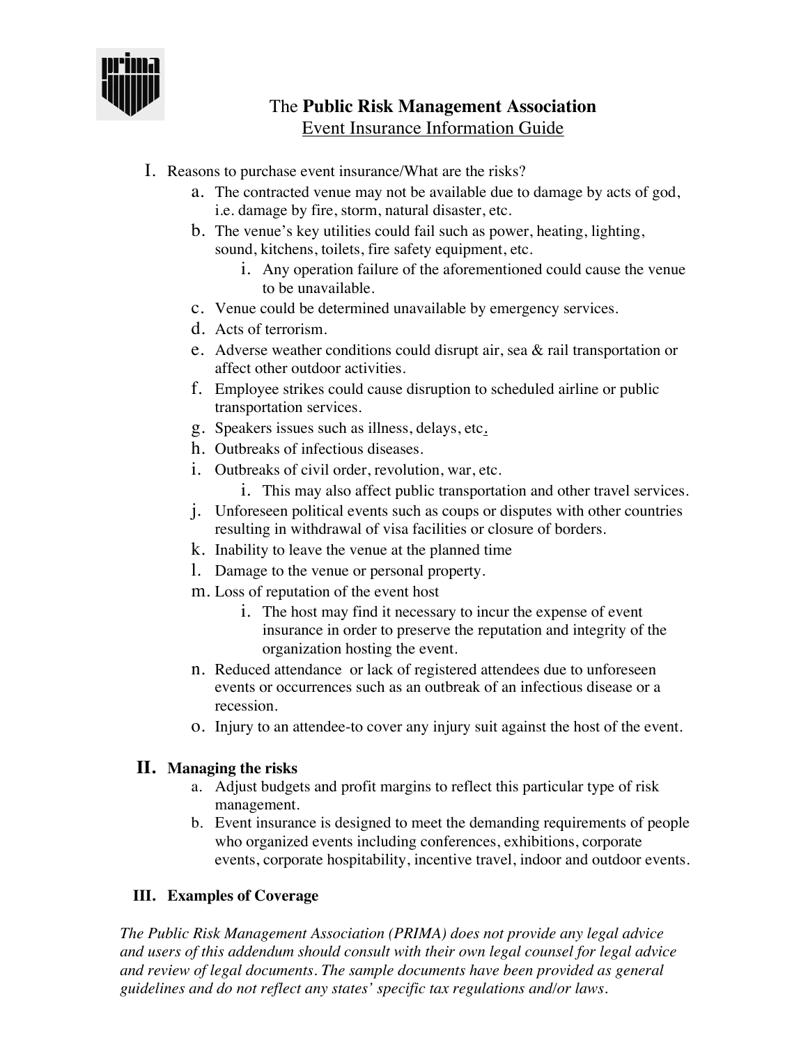# The **Public Risk Management Association**

## Event Insurance Information Guide

I. Reasons to purchase event insurance/What are the risks?

   a. The contracted venue may not be available due to damage by acts of god, i.e. damage by fire, storm, natural disaster, etc.

   b. The venue's key utilities could fail such as power, heating, lighting, sound, kitchens, toilets, fire safety equipment, etc.

      i. Any operation failure of the aforementioned could cause the venue to be unavailable.

   c. Venue could be determined unavailable by emergency services.

   d. Acts of terrorism.

   e. Adverse weather conditions could disrupt air, sea & rail transportation or affect other outdoor activities.

   f. Employee strikes could cause disruption to scheduled airline or public transportation services.

   g. Speakers issues such as illness, delays, etc.

   h. Outbreaks of infectious diseases.

   i. Outbreaks of civil order, revolution, war, etc.

      i. This may also affect public transportation and other travel services.

   j. Unforeseen political events such as coups or disputes with other countries resulting in withdrawal of visa facilities or closure of borders.

   k. Inability to leave the venue at the planned time

   l. Damage to the venue or personal property.

   m. Loss of reputation of the event host

      i. The host may find it necessary to incur the expense of event insurance in order to preserve the reputation and integrity of the organization hosting the event.

   n. Reduced attendance or lack of registered attendees due to unforeseen events or occurrences such as an outbreak of an infectious disease or a recession.

   o. Injury to an attendee-to cover any injury suit against the host of the event.

**II. Managing the risks**

   a. Adjust budgets and profit margins to reflect this particular type of risk management.

   b. Event insurance is designed to meet the demanding requirements of people who organized events including conferences, exhibitions, corporate events, corporate hospitability, incentive travel, indoor and outdoor events.

**III. Examples of Coverage**

*The Public Risk Management Association (PRIMA) does not provide any legal advice and users of this addendum should consult with their own legal counsel for legal advice and review of legal documents. The sample documents have been provided as general guidelines and do not reflect any states' specific tax regulations and/or laws.*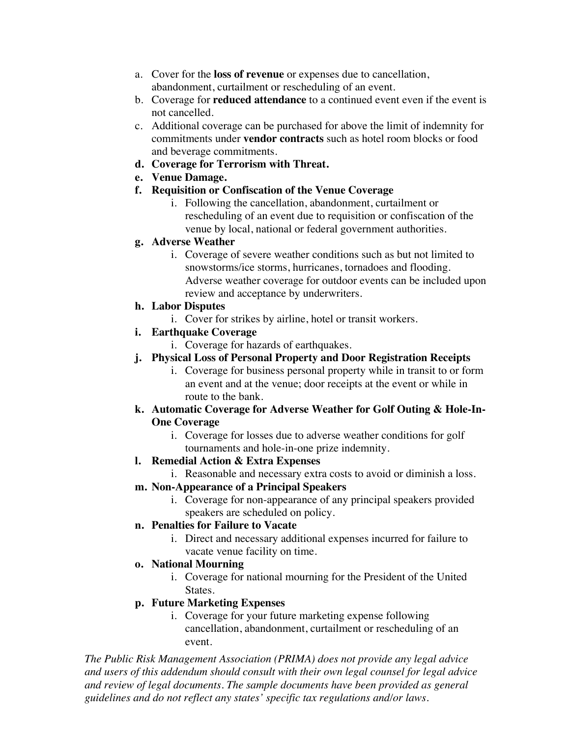a. Cover for the **loss of revenue** or expenses due to cancellation, abandonment, curtailment or rescheduling of an event.
b. Coverage for **reduced attendance** to a continued event even if the event is not cancelled.
c. Additional coverage can be purchased for above the limit of indemnity for commitments under **vendor contracts** such as hotel room blocks or food and beverage commitments.
d. **Coverage for Terrorism with Threat.**
e. **Venue Damage.**
f. **Requisition or Confiscation of the Venue Coverage**
    i. Following the cancellation, abandonment, curtailment or rescheduling of an event due to requisition or confiscation of the venue by local, national or federal government authorities.
g. **Adverse Weather**
    i. Coverage of severe weather conditions such as but not limited to snowstorms/ice storms, hurricanes, tornadoes and flooding. Adverse weather coverage for outdoor events can be included upon review and acceptance by underwriters.
h. **Labor Disputes**
    i. Cover for strikes by airline, hotel or transit workers.
i. **Earthquake Coverage**
    i. Coverage for hazards of earthquakes.
j. **Physical Loss of Personal Property and Door Registration Receipts**
    i. Coverage for business personal property while in transit to or form an event and at the venue; door receipts at the event or while in route to the bank.
k. **Automatic Coverage for Adverse Weather for Golf Outing & Hole-In-One Coverage**
    i. Coverage for losses due to adverse weather conditions for golf tournaments and hole-in-one prize indemnity.
l. **Remedial Action & Extra Expenses**
    i. Reasonable and necessary extra costs to avoid or diminish a loss.
m. **Non-Appearance of a Principal Speakers**
    i. Coverage for non-appearance of any principal speakers provided speakers are scheduled on policy.
n. **Penalties for Failure to Vacate**
    i. Direct and necessary additional expenses incurred for failure to vacate venue facility on time.
o. **National Mourning**
    i. Coverage for national mourning for the President of the United States.
p. **Future Marketing Expenses**
    i. Coverage for your future marketing expense following cancellation, abandonment, curtailment or rescheduling of an event.

*The Public Risk Management Association (PRIMA) does not provide any legal advice and users of this addendum should consult with their own legal counsel for legal advice and review of legal documents. The sample documents have been provided as general guidelines and do not reflect any states' specific tax regulations and/or laws.*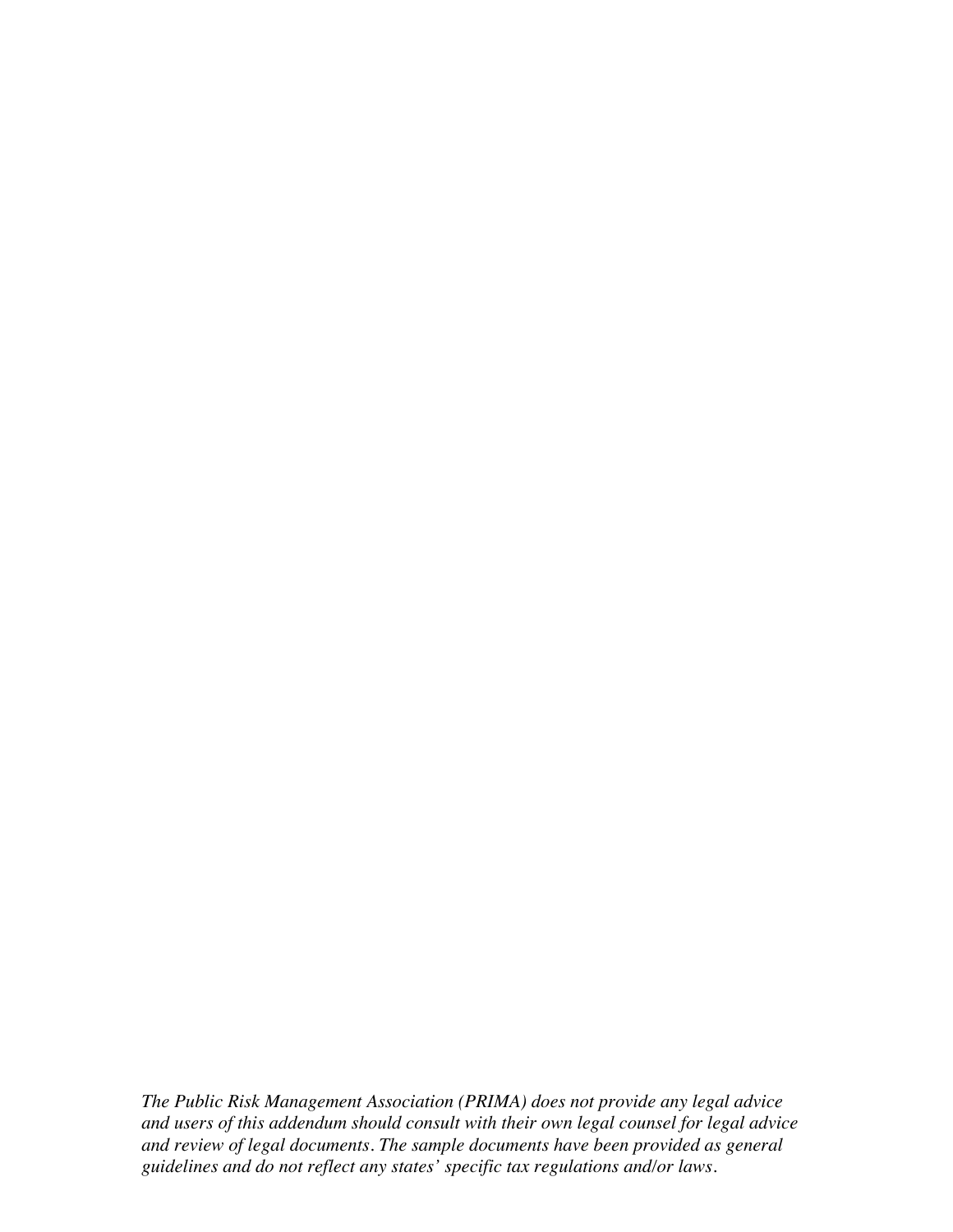*The Public Risk Management Association (PRIMA) does not provide any legal advice and users of this addendum should consult with their own legal counsel for legal advice and review of legal documents. The sample documents have been provided as general guidelines and do not reflect any states' specific tax regulations and/or laws.*